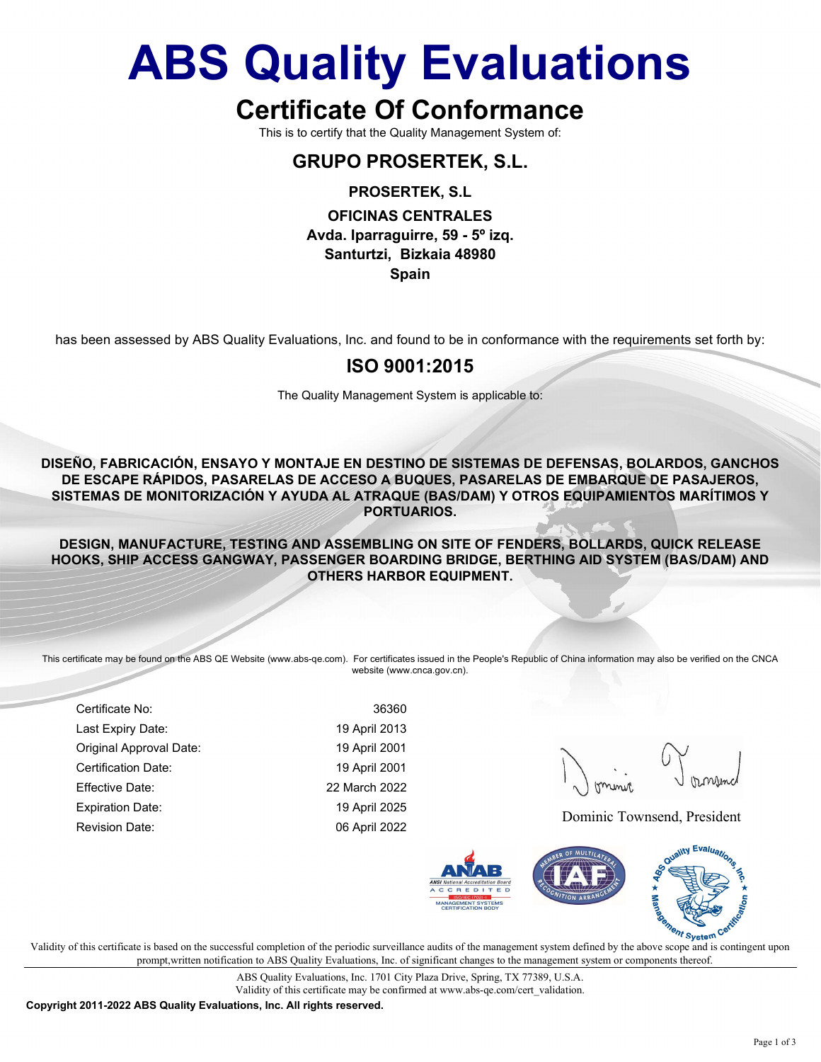# ABS Quality Evaluations

## Certificate Of Conformance

This is to certify that the Quality Management System of:

### GRUPO PROSERTEK, S.L.

**PROSERTEK, S.L**

**OFICINAS CENTRALES**
**Avda. Iparraguirre, 59 - 5º izq.**
**Santurtzi, Bizkaia 48980**
**Spain**

has been assessed by ABS Quality Evaluations, Inc. and found to be in conformance with the requirements set forth by:

### ISO 9001:2015

The Quality Management System is applicable to:

**DISEÑO, FABRICACIÓN, ENSAYO Y MONTAJE EN DESTINO DE SISTEMAS DE DEFENSAS, BOLARDOS, GANCHOS DE ESCAPE RÁPIDOS, PASARELAS DE ACCESO A BUQUES, PASARELAS DE EMBARQUE DE PASAJEROS, SISTEMAS DE MONITORIZACIÓN Y AYUDA AL ATRAQUE (BAS/DAM) Y OTROS EQUIPAMIENTOS MARÍTIMOS Y PORTUARIOS.**

**DESIGN, MANUFACTURE, TESTING AND ASSEMBLING ON SITE OF FENDERS, BOLLARDS, QUICK RELEASE HOOKS, SHIP ACCESS GANGWAY, PASSENGER BOARDING BRIDGE, BERTHING AID SYSTEM (BAS/DAM) AND OTHERS HARBOR EQUIPMENT.**

This certificate may be found on the ABS QE Website (www.abs-qe.com). For certificates issued in the People's Republic of China information may also be verified on the CNCA website (www.cnca.gov.cn).

| | |
|---|---|
| Certificate No: | 36360 |
| Last Expiry Date: | 19 April 2013 |
| Original Approval Date: | 19 April 2001 |
| Certification Date: | 19 April 2001 |
| Effective Date: | 22 March 2022 |
| Expiration Date: | 19 April 2025 |
| Revision Date: | 06 April 2022 |

Dominic Townsend, President

Validity of this certificate is based on the successful completion of the periodic surveillance audits of the management system defined by the above scope and is contingent upon prompt,written notification to ABS Quality Evaluations, Inc. of significant changes to the management system or components thereof.

ABS Quality Evaluations, Inc. 1701 City Plaza Drive, Spring, TX 77389, U.S.A.
Validity of this certificate may be confirmed at www.abs-qe.com/cert_validation.

**Copyright 2011-2022 ABS Quality Evaluations, Inc. All rights reserved.**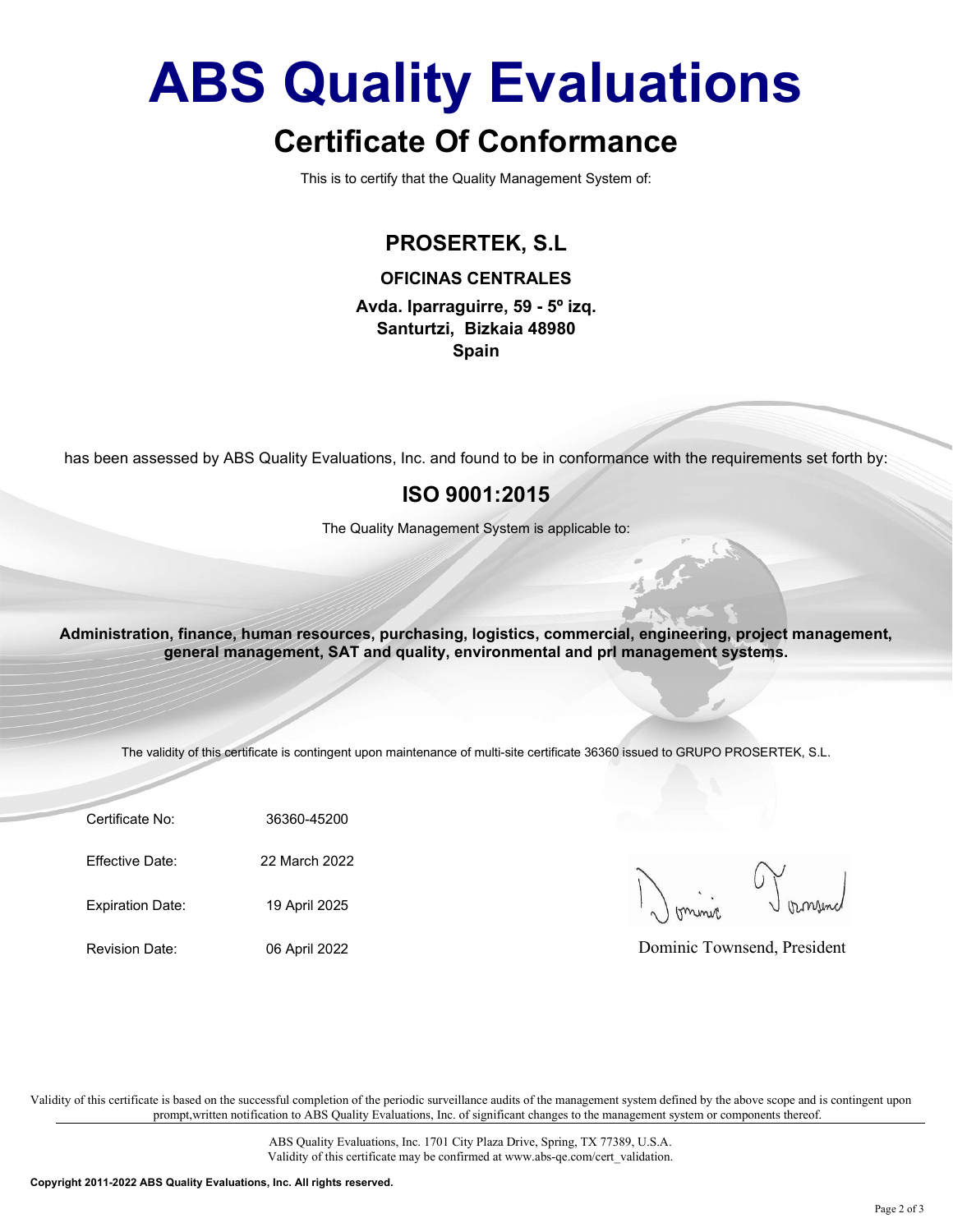# ABS Quality Evaluations

## Certificate Of Conformance

This is to certify that the Quality Management System of:

**PROSERTEK, S.L**

**OFICINAS CENTRALES**

**Avda. Iparraguirre, 59 - 5º izq.**
**Santurtzi, Bizkaia 48980**
**Spain**

has been assessed by ABS Quality Evaluations, Inc. and found to be in conformance with the requirements set forth by:

## ISO 9001:2015

The Quality Management System is applicable to:

**Administration, finance, human resources, purchasing, logistics, commercial, engineering, project management, general management, SAT and quality, environmental and prl management systems.**

The validity of this certificate is contingent upon maintenance of multi-site certificate 36360 issued to GRUPO PROSERTEK, S.L.

| | |
|---|---|
| Certificate No: | 36360-45200 |
| Effective Date: | 22 March 2022 |
| Expiration Date: | 19 April 2025 |
| Revision Date: | 06 April 2022 |

Dominic Townsend, President

Validity of this certificate is based on the successful completion of the periodic surveillance audits of the management system defined by the above scope and is contingent upon prompt,written notification to ABS Quality Evaluations, Inc. of significant changes to the management system or components thereof.

ABS Quality Evaluations, Inc. 1701 City Plaza Drive, Spring, TX 77389, U.S.A.
Validity of this certificate may be confirmed at www.abs-qe.com/cert_validation.

**Copyright 2011-2022 ABS Quality Evaluations, Inc. All rights reserved.**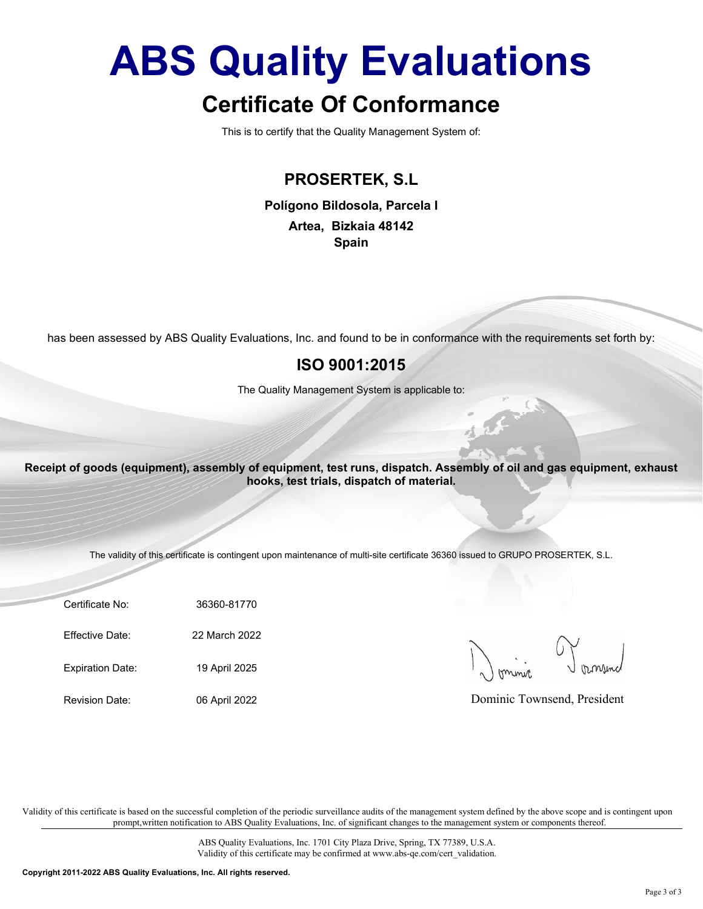# ABS Quality Evaluations

## Certificate Of Conformance

This is to certify that the Quality Management System of:

### PROSERTEK, S.L

**Polígono Bildosola, Parcela I**

**Artea, Bizkaia 48142**

**Spain**

has been assessed by ABS Quality Evaluations, Inc. and found to be in conformance with the requirements set forth by:

### ISO 9001:2015

The Quality Management System is applicable to:

**Receipt of goods (equipment), assembly of equipment, test runs, dispatch. Assembly of oil and gas equipment, exhaust hooks, test trials, dispatch of material.**

The validity of this certificate is contingent upon maintenance of multi-site certificate 36360 issued to GRUPO PROSERTEK, S.L.

| | |
|---|---|
| Certificate No: | 36360-81770 |
| Effective Date: | 22 March 2022 |
| Expiration Date: | 19 April 2025 |
| Revision Date: | 06 April 2022 |

Dominic Townsend, President

Validity of this certificate is based on the successful completion of the periodic surveillance audits of the management system defined by the above scope and is contingent upon prompt,written notification to ABS Quality Evaluations, Inc. of significant changes to the management system or components thereof.

ABS Quality Evaluations, Inc. 1701 City Plaza Drive, Spring, TX 77389, U.S.A.
Validity of this certificate may be confirmed at www.abs-qe.com/cert_validation.

**Copyright 2011-2022 ABS Quality Evaluations, Inc. All rights reserved.**